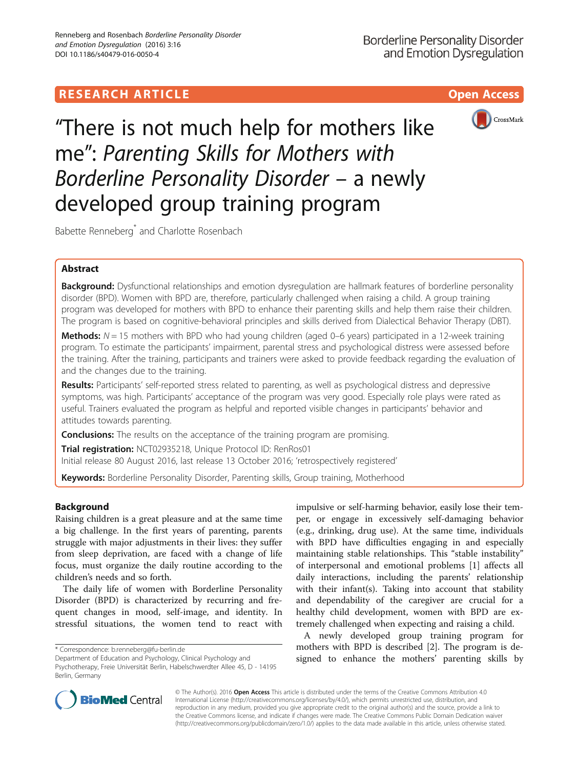RESEARCH ARTICLE

Open Access

# "There is not much help for mothers like me": *Parenting Skills for Mothers with Borderline Personality Disorder* – a newly developed group training program

Babette Renneberg* and Charlotte Rosenbach

## Abstract

**Background:** Dysfunctional relationships and emotion dysregulation are hallmark features of borderline personality disorder (BPD). Women with BPD are, therefore, particularly challenged when raising a child. A group training program was developed for mothers with BPD to enhance their parenting skills and help them raise their children. The program is based on cognitive-behavioral principles and skills derived from Dialectical Behavior Therapy (DBT).

**Methods:** $N = 15$ mothers with BPD who had young children (aged 0–6 years) participated in a 12-week training program. To estimate the participants' impairment, parental stress and psychological distress were assessed before the training. After the training, participants and trainers were asked to provide feedback regarding the evaluation of and the changes due to the training.

**Results:** Participants' self-reported stress related to parenting, as well as psychological distress and depressive symptoms, was high. Participants' acceptance of the program was very good. Especially role plays were rated as useful. Trainers evaluated the program as helpful and reported visible changes in participants' behavior and attitudes towards parenting.

**Conclusions:** The results on the acceptance of the training program are promising.

**Trial registration:** NCT02935218, Unique Protocol ID: RenRos01
Initial release 80 August 2016, last release 13 October 2016; 'retrospectively registered'

**Keywords:** Borderline Personality Disorder, Parenting skills, Group training, Motherhood

## Background

Raising children is a great pleasure and at the same time a big challenge. In the first years of parenting, parents struggle with major adjustments in their lives: they suffer from sleep deprivation, are faced with a change of life focus, must organize the daily routine according to the children's needs and so forth.

The daily life of women with Borderline Personality Disorder (BPD) is characterized by recurring and frequent changes in mood, self-image, and identity. In stressful situations, the women tend to react with impulsive or self-harming behavior, easily lose their temper, or engage in excessively self-damaging behavior (e.g., drinking, drug use). At the same time, individuals with BPD have difficulties engaging in and especially maintaining stable relationships. This "stable instability" of interpersonal and emotional problems [1] affects all daily interactions, including the parents' relationship with their infant(s). Taking into account that stability and dependability of the caregiver are crucial for a healthy child development, women with BPD are extremely challenged when expecting and raising a child.

A newly developed group training program for mothers with BPD is described [2]. The program is designed to enhance the mothers' parenting skills by

\* Correspondence: b.renneberg@fu-berlin.de
Department of Education and Psychology, Clinical Psychology and Psychotherapy, Freie Universität Berlin, Habelschwerdter Allee 45, D - 14195 Berlin, Germany

© The Author(s). 2016 **Open Access** This article is distributed under the terms of the Creative Commons Attribution 4.0 International License (http://creativecommons.org/licenses/by/4.0/), which permits unrestricted use, distribution, and reproduction in any medium, provided you give appropriate credit to the original author(s) and the source, provide a link to the Creative Commons license, and indicate if changes were made. The Creative Commons Public Domain Dedication waiver (http://creativecommons.org/publicdomain/zero/1.0/) applies to the data made available in this article, unless otherwise stated.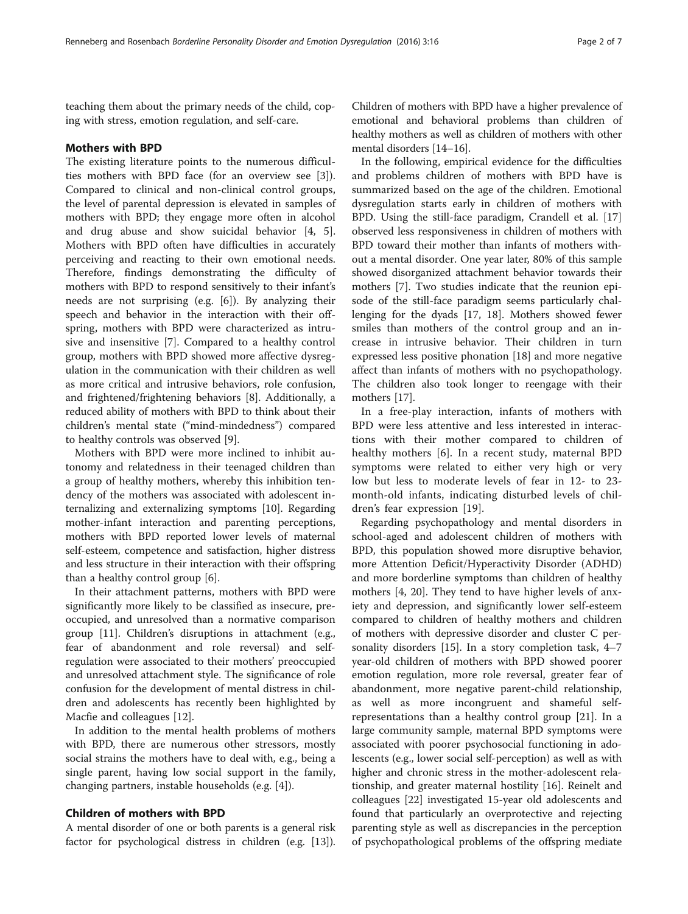teaching them about the primary needs of the child, coping with stress, emotion regulation, and self-care.

## Mothers with BPD

The existing literature points to the numerous difficulties mothers with BPD face (for an overview see [3]). Compared to clinical and non-clinical control groups, the level of parental depression is elevated in samples of mothers with BPD; they engage more often in alcohol and drug abuse and show suicidal behavior [4, 5]. Mothers with BPD often have difficulties in accurately perceiving and reacting to their own emotional needs. Therefore, findings demonstrating the difficulty of mothers with BPD to respond sensitively to their infant's needs are not surprising (e.g. [6]). By analyzing their speech and behavior in the interaction with their offspring, mothers with BPD were characterized as intrusive and insensitive [7]. Compared to a healthy control group, mothers with BPD showed more affective dysregulation in the communication with their children as well as more critical and intrusive behaviors, role confusion, and frightened/frightening behaviors [8]. Additionally, a reduced ability of mothers with BPD to think about their children's mental state ("mind-mindedness") compared to healthy controls was observed [9].

Mothers with BPD were more inclined to inhibit autonomy and relatedness in their teenaged children than a group of healthy mothers, whereby this inhibition tendency of the mothers was associated with adolescent internalizing and externalizing symptoms [10]. Regarding mother-infant interaction and parenting perceptions, mothers with BPD reported lower levels of maternal self-esteem, competence and satisfaction, higher distress and less structure in their interaction with their offspring than a healthy control group [6].

In their attachment patterns, mothers with BPD were significantly more likely to be classified as insecure, preoccupied, and unresolved than a normative comparison group [11]. Children's disruptions in attachment (e.g., fear of abandonment and role reversal) and self-regulation were associated to their mothers' preoccupied and unresolved attachment style. The significance of role confusion for the development of mental distress in children and adolescents has recently been highlighted by Macfie and colleagues [12].

In addition to the mental health problems of mothers with BPD, there are numerous other stressors, mostly social strains the mothers have to deal with, e.g., being a single parent, having low social support in the family, changing partners, instable households (e.g. [4]).

## Children of mothers with BPD

A mental disorder of one or both parents is a general risk factor for psychological distress in children (e.g. [13]). Children of mothers with BPD have a higher prevalence of emotional and behavioral problems than children of healthy mothers as well as children of mothers with other mental disorders [14–16].

In the following, empirical evidence for the difficulties and problems children of mothers with BPD have is summarized based on the age of the children. Emotional dysregulation starts early in children of mothers with BPD. Using the still-face paradigm, Crandell et al. [17] observed less responsiveness in children of mothers with BPD toward their mother than infants of mothers without a mental disorder. One year later, 80% of this sample showed disorganized attachment behavior towards their mothers [7]. Two studies indicate that the reunion episode of the still-face paradigm seems particularly challenging for the dyads [17, 18]. Mothers showed fewer smiles than mothers of the control group and an increase in intrusive behavior. Their children in turn expressed less positive phonation [18] and more negative affect than infants of mothers with no psychopathology. The children also took longer to reengage with their mothers [17].

In a free-play interaction, infants of mothers with BPD were less attentive and less interested in interactions with their mother compared to children of healthy mothers [6]. In a recent study, maternal BPD symptoms were related to either very high or very low but less to moderate levels of fear in 12- to 23-month-old infants, indicating disturbed levels of children's fear expression [19].

Regarding psychopathology and mental disorders in school-aged and adolescent children of mothers with BPD, this population showed more disruptive behavior, more Attention Deficit/Hyperactivity Disorder (ADHD) and more borderline symptoms than children of healthy mothers [4, 20]. They tend to have higher levels of anxiety and depression, and significantly lower self-esteem compared to children of healthy mothers and children of mothers with depressive disorder and cluster C personality disorders [15]. In a story completion task, 4–7 year-old children of mothers with BPD showed poorer emotion regulation, more role reversal, greater fear of abandonment, more negative parent-child relationship, as well as more incongruent and shameful self-representations than a healthy control group [21]. In a large community sample, maternal BPD symptoms were associated with poorer psychosocial functioning in adolescents (e.g., lower social self-perception) as well as with higher and chronic stress in the mother-adolescent relationship, and greater maternal hostility [16]. Reinelt and colleagues [22] investigated 15-year old adolescents and found that particularly an overprotective and rejecting parenting style as well as discrepancies in the perception of psychopathological problems of the offspring mediate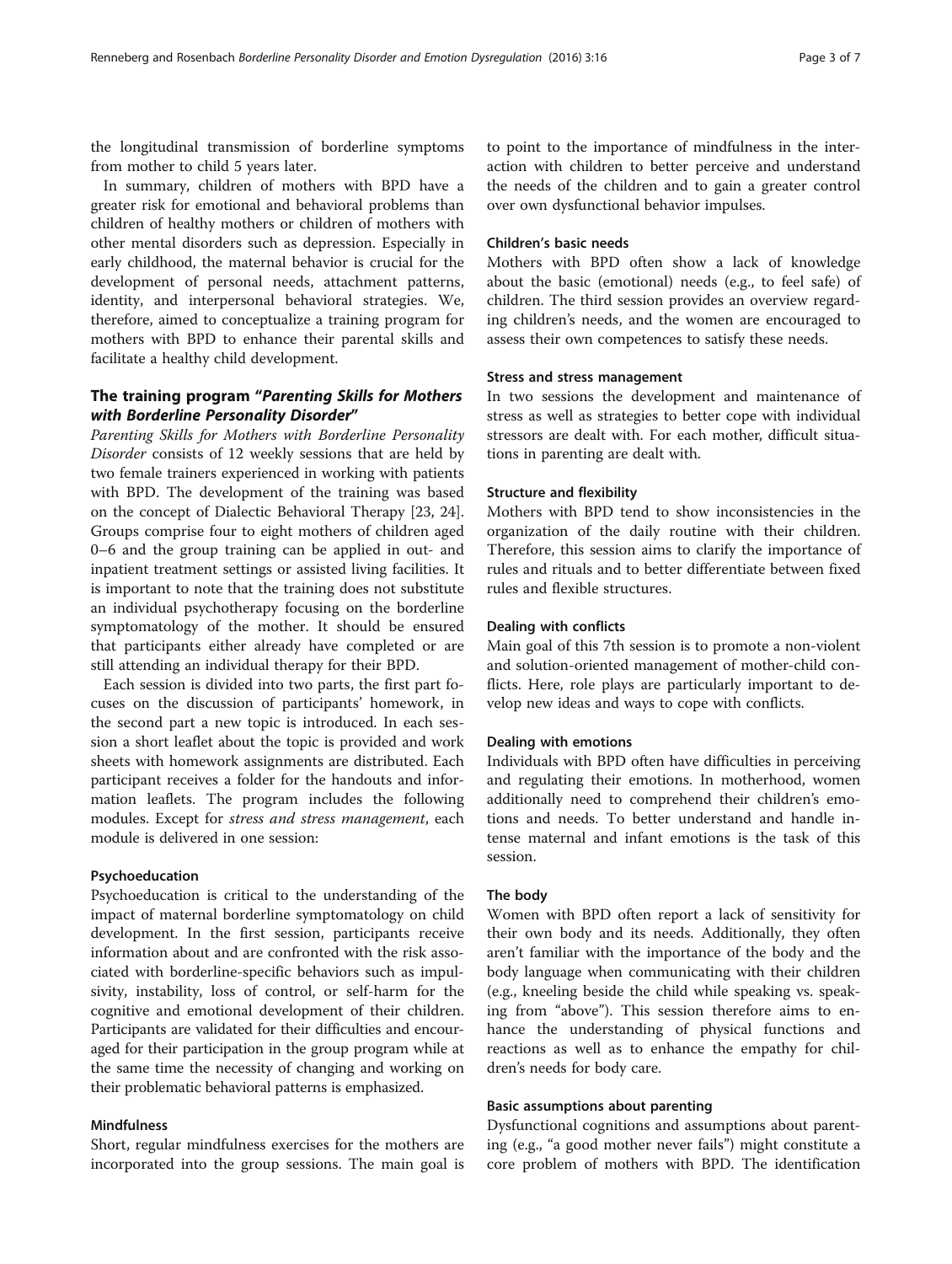the longitudinal transmission of borderline symptoms from mother to child 5 years later.

In summary, children of mothers with BPD have a greater risk for emotional and behavioral problems than children of healthy mothers or children of mothers with other mental disorders such as depression. Especially in early childhood, the maternal behavior is crucial for the development of personal needs, attachment patterns, identity, and interpersonal behavioral strategies. We, therefore, aimed to conceptualize a training program for mothers with BPD to enhance their parental skills and facilitate a healthy child development.

## The training program "*Parenting Skills for Mothers with Borderline Personality Disorder*"

*Parenting Skills for Mothers with Borderline Personality Disorder* consists of 12 weekly sessions that are held by two female trainers experienced in working with patients with BPD. The development of the training was based on the concept of Dialectic Behavioral Therapy [23, 24]. Groups comprise four to eight mothers of children aged 0–6 and the group training can be applied in out- and inpatient treatment settings or assisted living facilities. It is important to note that the training does not substitute an individual psychotherapy focusing on the borderline symptomatology of the mother. It should be ensured that participants either already have completed or are still attending an individual therapy for their BPD.

Each session is divided into two parts, the first part focuses on the discussion of participants' homework, in the second part a new topic is introduced. In each session a short leaflet about the topic is provided and work sheets with homework assignments are distributed. Each participant receives a folder for the handouts and information leaflets. The program includes the following modules. Except for *stress and stress management*, each module is delivered in one session:

### Psychoeducation

Psychoeducation is critical to the understanding of the impact of maternal borderline symptomatology on child development. In the first session, participants receive information about and are confronted with the risk associated with borderline-specific behaviors such as impulsivity, instability, loss of control, or self-harm for the cognitive and emotional development of their children. Participants are validated for their difficulties and encouraged for their participation in the group program while at the same time the necessity of changing and working on their problematic behavioral patterns is emphasized.

### Mindfulness

Short, regular mindfulness exercises for the mothers are incorporated into the group sessions. The main goal is to point to the importance of mindfulness in the interaction with children to better perceive and understand the needs of the children and to gain a greater control over own dysfunctional behavior impulses.

### Children's basic needs

Mothers with BPD often show a lack of knowledge about the basic (emotional) needs (e.g., to feel safe) of children. The third session provides an overview regarding children's needs, and the women are encouraged to assess their own competences to satisfy these needs.

### Stress and stress management

In two sessions the development and maintenance of stress as well as strategies to better cope with individual stressors are dealt with. For each mother, difficult situations in parenting are dealt with.

### Structure and flexibility

Mothers with BPD tend to show inconsistencies in the organization of the daily routine with their children. Therefore, this session aims to clarify the importance of rules and rituals and to better differentiate between fixed rules and flexible structures.

### Dealing with conflicts

Main goal of this 7th session is to promote a non-violent and solution-oriented management of mother-child conflicts. Here, role plays are particularly important to develop new ideas and ways to cope with conflicts.

### Dealing with emotions

Individuals with BPD often have difficulties in perceiving and regulating their emotions. In motherhood, women additionally need to comprehend their children's emotions and needs. To better understand and handle intense maternal and infant emotions is the task of this session.

### The body

Women with BPD often report a lack of sensitivity for their own body and its needs. Additionally, they often aren't familiar with the importance of the body and the body language when communicating with their children (e.g., kneeling beside the child while speaking vs. speaking from "above"). This session therefore aims to enhance the understanding of physical functions and reactions as well as to enhance the empathy for children's needs for body care.

### Basic assumptions about parenting

Dysfunctional cognitions and assumptions about parenting (e.g., "a good mother never fails") might constitute a core problem of mothers with BPD. The identification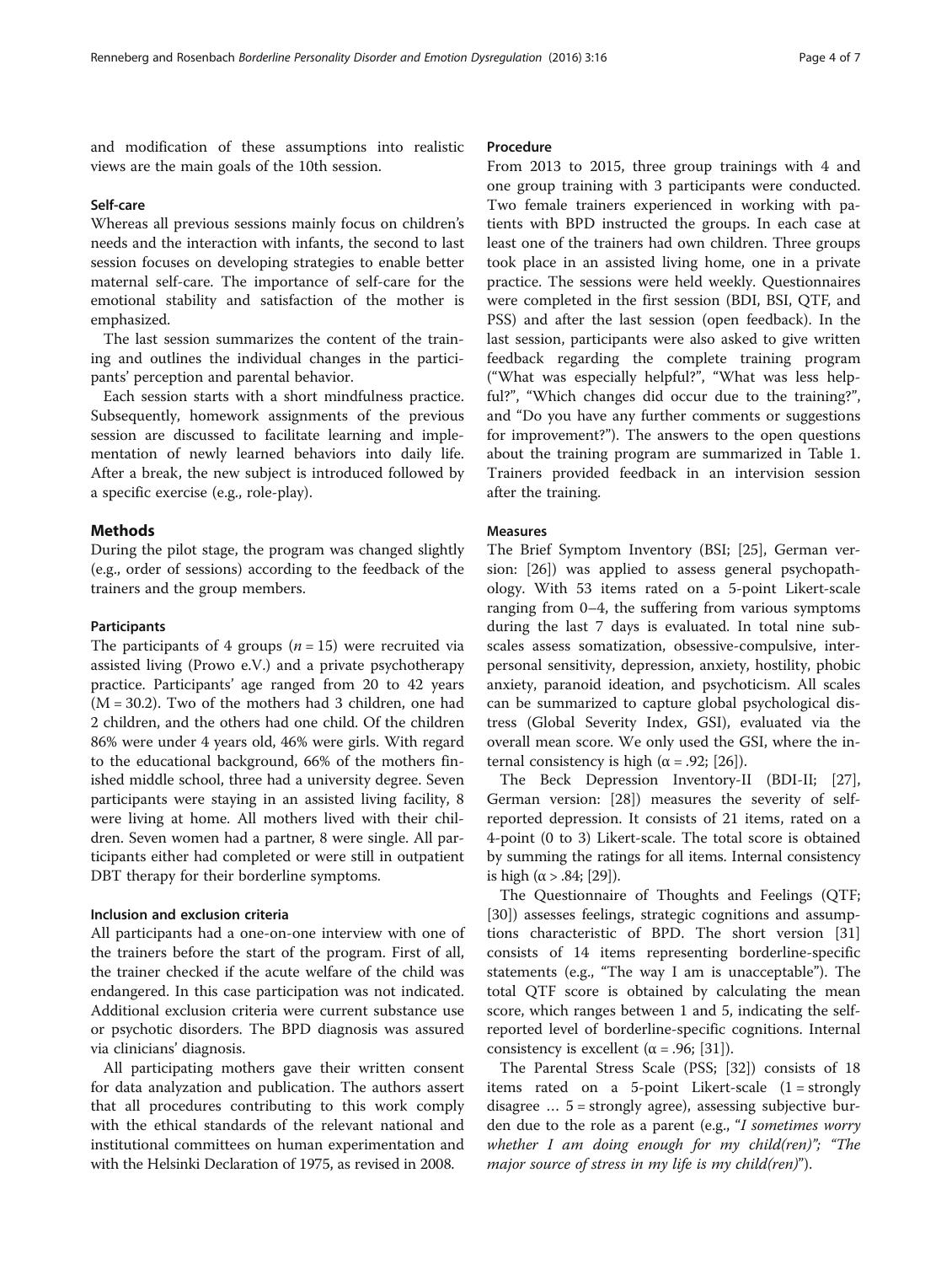and modification of these assumptions into realistic views are the main goals of the 10th session.

### Self-care

Whereas all previous sessions mainly focus on children's needs and the interaction with infants, the second to last session focuses on developing strategies to enable better maternal self-care. The importance of self-care for the emotional stability and satisfaction of the mother is emphasized.

The last session summarizes the content of the training and outlines the individual changes in the participants' perception and parental behavior.

Each session starts with a short mindfulness practice. Subsequently, homework assignments of the previous session are discussed to facilitate learning and implementation of newly learned behaviors into daily life. After a break, the new subject is introduced followed by a specific exercise (e.g., role-play).

## Methods

During the pilot stage, the program was changed slightly (e.g., order of sessions) according to the feedback of the trainers and the group members.

### Participants

The participants of 4 groups ($n = 15$) were recruited via assisted living (Prowo e.V.) and a private psychotherapy practice. Participants' age ranged from 20 to 42 years ($M = 30.2$). Two of the mothers had 3 children, one had 2 children, and the others had one child. Of the children 86% were under 4 years old, 46% were girls. With regard to the educational background, 66% of the mothers finished middle school, three had a university degree. Seven participants were staying in an assisted living facility, 8 were living at home. All mothers lived with their children. Seven women had a partner, 8 were single. All participants either had completed or were still in outpatient DBT therapy for their borderline symptoms.

### Inclusion and exclusion criteria

All participants had a one-on-one interview with one of the trainers before the start of the program. First of all, the trainer checked if the acute welfare of the child was endangered. In this case participation was not indicated. Additional exclusion criteria were current substance use or psychotic disorders. The BPD diagnosis was assured via clinicians' diagnosis.

All participating mothers gave their written consent for data analyzation and publication. The authors assert that all procedures contributing to this work comply with the ethical standards of the relevant national and institutional committees on human experimentation and with the Helsinki Declaration of 1975, as revised in 2008.

### Procedure

From 2013 to 2015, three group trainings with 4 and one group training with 3 participants were conducted. Two female trainers experienced in working with patients with BPD instructed the groups. In each case at least one of the trainers had own children. Three groups took place in an assisted living home, one in a private practice. The sessions were held weekly. Questionnaires were completed in the first session (BDI, BSI, QTF, and PSS) and after the last session (open feedback). In the last session, participants were also asked to give written feedback regarding the complete training program ("What was especially helpful?", "What was less helpful?", "Which changes did occur due to the training?", and "Do you have any further comments or suggestions for improvement?"). The answers to the open questions about the training program are summarized in Table 1. Trainers provided feedback in an intervision session after the training.

### Measures

The Brief Symptom Inventory (BSI; [25], German version: [26]) was applied to assess general psychopathology. With 53 items rated on a 5-point Likert-scale ranging from 0–4, the suffering from various symptoms during the last 7 days is evaluated. In total nine subscales assess somatization, obsessive-compulsive, interpersonal sensitivity, depression, anxiety, hostility, phobic anxiety, paranoid ideation, and psychoticism. All scales can be summarized to capture global psychological distress (Global Severity Index, GSI), evaluated via the overall mean score. We only used the GSI, where the internal consistency is high ($\alpha = .92$; [26]).

The Beck Depression Inventory-II (BDI-II; [27], German version: [28]) measures the severity of self-reported depression. It consists of 21 items, rated on a 4-point (0 to 3) Likert-scale. The total score is obtained by summing the ratings for all items. Internal consistency is high ($\alpha > .84$; [29]).

The Questionnaire of Thoughts and Feelings (QTF; [30]) assesses feelings, strategic cognitions and assumptions characteristic of BPD. The short version [31] consists of 14 items representing borderline-specific statements (e.g., "The way I am is unacceptable"). The total QTF score is obtained by calculating the mean score, which ranges between 1 and 5, indicating the self-reported level of borderline-specific cognitions. Internal consistency is excellent ($\alpha = .96$; [31]).

The Parental Stress Scale (PSS; [32]) consists of 18 items rated on a 5-point Likert-scale (1 = strongly disagree … 5 = strongly agree), assessing subjective burden due to the role as a parent (e.g., "*I sometimes worry whether I am doing enough for my child(ren)*"; "*The major source of stress in my life is my child(ren)*").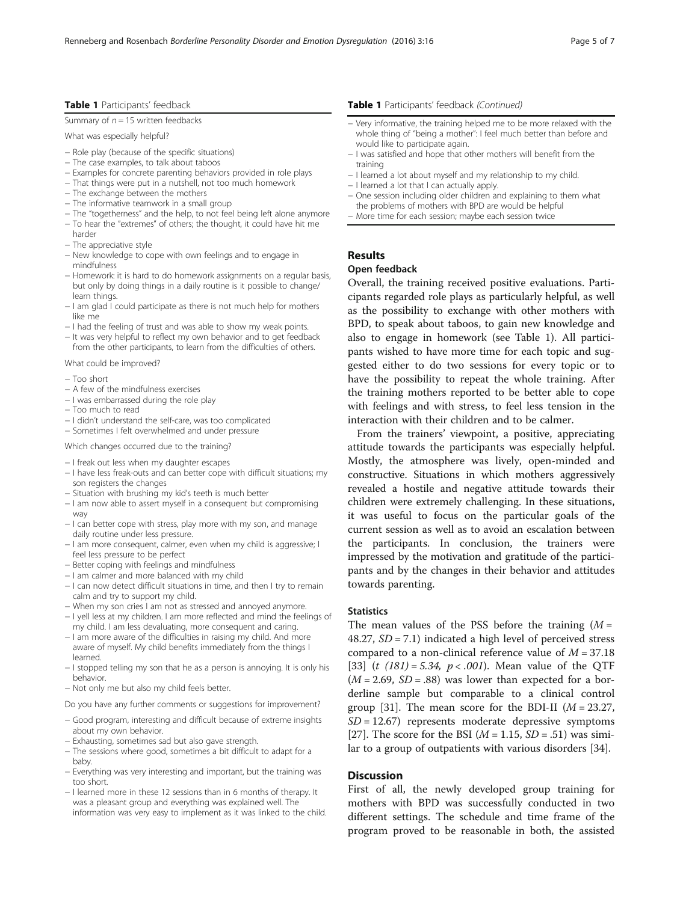**Table 1** Participants' feedback

Summary of $n = 15$ written feedbacks

What was especially helpful?

- Role play (because of the specific situations)
- The case examples, to talk about taboos
- Examples for concrete parenting behaviors provided in role plays
- That things were put in a nutshell, not too much homework
- The exchange between the mothers
- The informative teamwork in a small group
- The "togetherness" and the help, to not feel being left alone anymore
- To hear the "extremes" of others; the thought, it could have hit me harder
- The appreciative style
- New knowledge to cope with own feelings and to engage in mindfulness
- Homework: it is hard to do homework assignments on a regular basis, but only by doing things in a daily routine is it possible to change/learn things.
- I am glad I could participate as there is not much help for mothers like me
- I had the feeling of trust and was able to show my weak points.
- It was very helpful to reflect my own behavior and to get feedback from the other participants, to learn from the difficulties of others.

What could be improved?

- Too short
- A few of the mindfulness exercises
- I was embarrassed during the role play
- Too much to read
- I didn't understand the self-care, was too complicated
- Sometimes I felt overwhelmed and under pressure

Which changes occurred due to the training?

- I freak out less when my daughter escapes
- I have less freak-outs and can better cope with difficult situations; my son registers the changes
- Situation with brushing my kid's teeth is much better
- I am now able to assert myself in a consequent but compromising way
- I can better cope with stress, play more with my son, and manage daily routine under less pressure.
- I am more consequent, calmer, even when my child is aggressive; I feel less pressure to be perfect
- Better coping with feelings and mindfulness
- I am calmer and more balanced with my child
- I can now detect difficult situations in time, and then I try to remain calm and try to support my child.
- When my son cries I am not as stressed and annoyed anymore.
- I yell less at my children. I am more reflected and mind the feelings of my child. I am less devaluating, more consequent and caring.
- I am more aware of the difficulties in raising my child. And more aware of myself. My child benefits immediately from the things I learned.
- I stopped telling my son that he as a person is annoying. It is only his behavior.
- Not only me but also my child feels better.

Do you have any further comments or suggestions for improvement?

- Good program, interesting and difficult because of extreme insights about my own behavior.
- Exhausting, sometimes sad but also gave strength.
- The sessions where good, sometimes a bit difficult to adapt for a baby.
- Everything was very interesting and important, but the training was too short.
- I learned more in these 12 sessions than in 6 months of therapy. It was a pleasant group and everything was explained well. The information was very easy to implement as it was linked to the child.
- Very informative, the training helped me to be more relaxed with the whole thing of "being a mother": I feel much better than before and would like to participate again.
- I was satisfied and hope that other mothers will benefit from the training
- I learned a lot about myself and my relationship to my child.
- I learned a lot that I can actually apply.
- One session including older children and explaining to them what the problems of mothers with BPD are would be helpful
- More time for each session; maybe each session twice

## Results

### Open feedback

Overall, the training received positive evaluations. Participants regarded role plays as particularly helpful, as well as the possibility to exchange with other mothers with BPD, to speak about taboos, to gain new knowledge and also to engage in homework (see Table 1). All participants wished to have more time for each topic and suggested either to do two sessions for every topic or to have the possibility to repeat the whole training. After the training mothers reported to be better able to cope with feelings and with stress, to feel less tension in the interaction with their children and to be calmer.

From the trainers' viewpoint, a positive, appreciating attitude towards the participants was especially helpful. Mostly, the atmosphere was lively, open-minded and constructive. Situations in which mothers aggressively revealed a hostile and negative attitude towards their children were extremely challenging. In these situations, it was useful to focus on the particular goals of the current session as well as to avoid an escalation between the participants. In conclusion, the trainers were impressed by the motivation and gratitude of the participants and by the changes in their behavior and attitudes towards parenting.

### Statistics

The mean values of the PSS before the training ($M = 48.27$, $SD = 7.1$) indicated a high level of perceived stress compared to a non-clinical reference value of $M = 37.18$ [33] ($t\ (181) = 5.34$, $p < .001$). Mean value of the QTF ($M = 2.69$, $SD = .88$) was lower than expected for a borderline sample but comparable to a clinical control group [31]. The mean score for the BDI-II ($M = 23.27$, $SD = 12.67$) represents moderate depressive symptoms [27]. The score for the BSI ($M = 1.15$, $SD = .51$) was similar to a group of outpatients with various disorders [34].

## Discussion

First of all, the newly developed group training for mothers with BPD was successfully conducted in two different settings. The schedule and time frame of the program proved to be reasonable in both, the assisted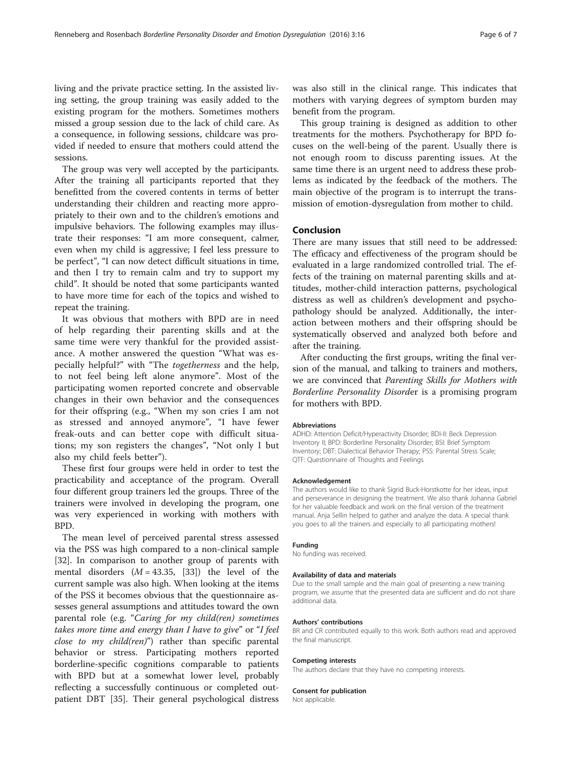living and the private practice setting. In the assisted living setting, the group training was easily added to the existing program for the mothers. Sometimes mothers missed a group session due to the lack of child care. As a consequence, in following sessions, childcare was provided if needed to ensure that mothers could attend the sessions.

The group was very well accepted by the participants. After the training all participants reported that they benefitted from the covered contents in terms of better understanding their children and reacting more appropriately to their own and to the children's emotions and impulsive behaviors. The following examples may illustrate their responses: "I am more consequent, calmer, even when my child is aggressive; I feel less pressure to be perfect", "I can now detect difficult situations in time, and then I try to remain calm and try to support my child". It should be noted that some participants wanted to have more time for each of the topics and wished to repeat the training.

It was obvious that mothers with BPD are in need of help regarding their parenting skills and at the same time were very thankful for the provided assistance. A mother answered the question "What was especially helpful?" with "The *togetherness* and the help, to not feel being left alone anymore". Most of the participating women reported concrete and observable changes in their own behavior and the consequences for their offspring (e.g., "When my son cries I am not as stressed and annoyed anymore", "I have fewer freak-outs and can better cope with difficult situations; my son registers the changes", "Not only I but also my child feels better").

These first four groups were held in order to test the practicability and acceptance of the program. Overall four different group trainers led the groups. Three of the trainers were involved in developing the program, one was very experienced in working with mothers with BPD.

The mean level of perceived parental stress assessed via the PSS was high compared to a non-clinical sample [32]. In comparison to another group of parents with mental disorders ($M = 43.35$, [33]) the level of the current sample was also high. When looking at the items of the PSS it becomes obvious that the questionnaire assesses general assumptions and attitudes toward the own parental role (e.g. "*Caring for my child(ren) sometimes takes more time and energy than I have to give*" or "*I feel close to my child(ren)*") rather than specific parental behavior or stress. Participating mothers reported borderline-specific cognitions comparable to patients with BPD but at a somewhat lower level, probably reflecting a successfully continuous or completed outpatient DBT [35]. Their general psychological distress was also still in the clinical range. This indicates that mothers with varying degrees of symptom burden may benefit from the program.

This group training is designed as addition to other treatments for the mothers. Psychotherapy for BPD focuses on the well-being of the parent. Usually there is not enough room to discuss parenting issues. At the same time there is an urgent need to address these problems as indicated by the feedback of the mothers. The main objective of the program is to interrupt the transmission of emotion-dysregulation from mother to child.

## Conclusion

There are many issues that still need to be addressed: The efficacy and effectiveness of the program should be evaluated in a large randomized controlled trial. The effects of the training on maternal parenting skills and attitudes, mother-child interaction patterns, psychological distress as well as children's development and psychopathology should be analyzed. Additionally, the interaction between mothers and their offspring should be systematically observed and analyzed both before and after the training.

After conducting the first groups, writing the final version of the manual, and talking to trainers and mothers, we are convinced that *Parenting Skills for Mothers with Borderline Personality Disorder* is a promising program for mothers with BPD.

#### Abbreviations

ADHD: Attention Deficit/Hyperactivity Disorder; BDI-II: Beck Depression Inventory II; BPD: Borderline Personality Disorder; BSI: Brief Symptom Inventory; DBT: Dialectical Behavior Therapy; PSS: Parental Stress Scale; QTF: Questionnaire of Thoughts and Feelings

#### Acknowledgement

The authors would like to thank Sigrid Buck-Horstkotte for her ideas, input and perseverance in designing the treatment. We also thank Johanna Gabriel for her valuable feedback and work on the final version of the treatment manual. Anja Sellin helped to gather and analyze the data. A special thank you goes to all the trainers and especially to all participating mothers!

#### Funding

No funding was received.

#### Availability of data and materials

Due to the small sample and the main goal of presenting a new training program, we assume that the presented data are sufficient and do not share additional data.

#### Authors' contributions

BR and CR contributed equally to this work. Both authors read and approved the final manuscript.

#### Competing interests

The authors declare that they have no competing interests.

#### Consent for publication

Not applicable.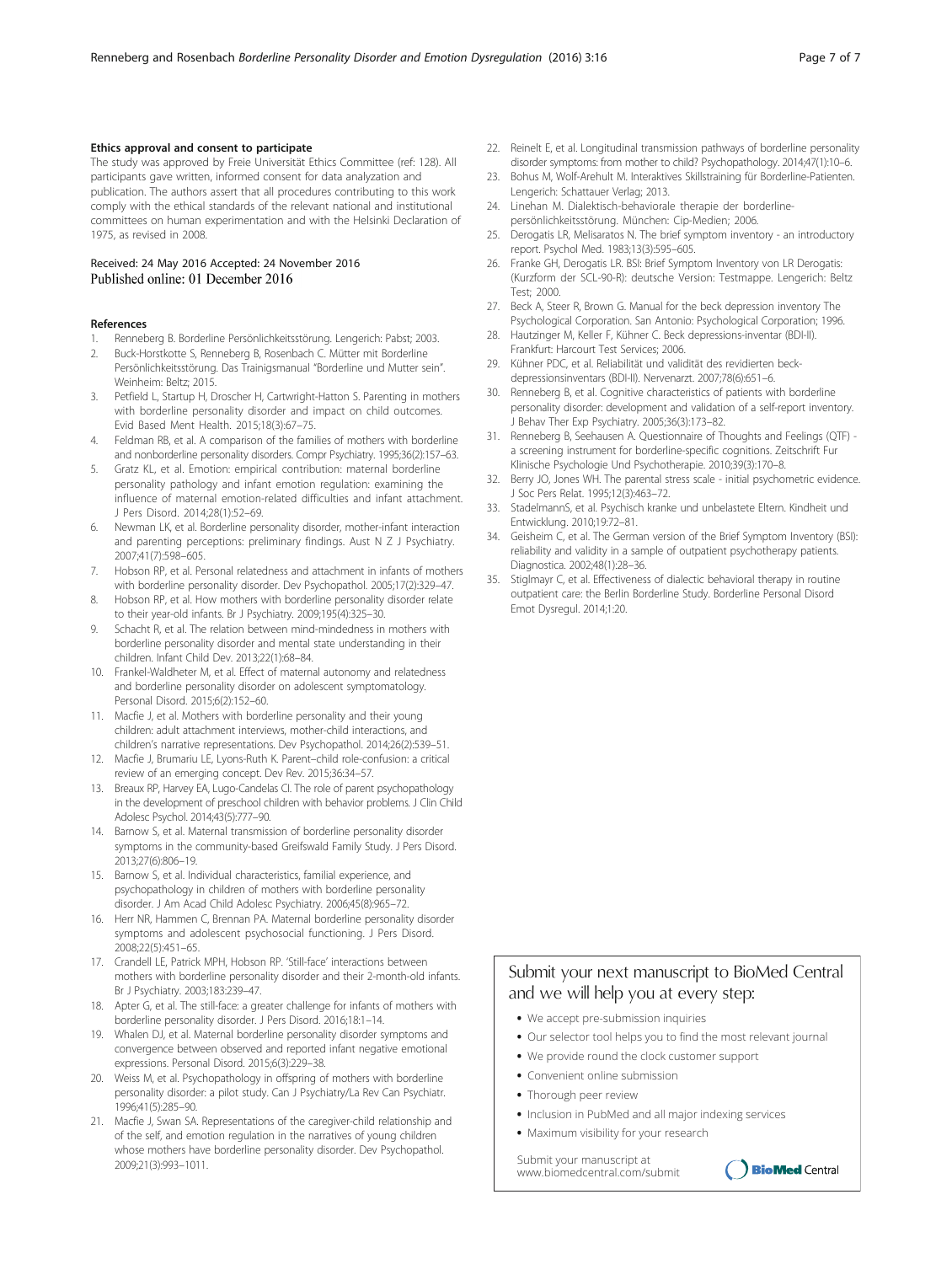#### Ethics approval and consent to participate

The study was approved by Freie Universität Ethics Committee (ref: 128). All participants gave written, informed consent for data analyzation and publication. The authors assert that all procedures contributing to this work comply with the ethical standards of the relevant national and institutional committees on human experimentation and with the Helsinki Declaration of 1975, as revised in 2008.

Received: 24 May 2016 Accepted: 24 November 2016
Published online: 01 December 2016

#### References

1. Renneberg B. Borderline Persönlichkeitsstörung. Lengerich: Pabst; 2003.
2. Buck-Horstkotte S, Renneberg B, Rosenbach C. Mütter mit Borderline Persönlichkeitsstörung. Das Trainigsmanual "Borderline und Mutter sein". Weinheim: Beltz; 2015.
3. Petfield L, Startup H, Droscher H, Cartwright-Hatton S. Parenting in mothers with borderline personality disorder and impact on child outcomes. Evid Based Ment Health. 2015;18(3):67–75.
4. Feldman RB, et al. A comparison of the families of mothers with borderline and nonborderline personality disorders. Compr Psychiatry. 1995;36(2):157–63.
5. Gratz KL, et al. Emotion: empirical contribution: maternal borderline personality pathology and infant emotion regulation: examining the influence of maternal emotion-related difficulties and infant attachment. J Pers Disord. 2014;28(1):52–69.
6. Newman LK, et al. Borderline personality disorder, mother-infant interaction and parenting perceptions: preliminary findings. Aust N Z J Psychiatry. 2007;41(7):598–605.
7. Hobson RP, et al. Personal relatedness and attachment in infants of mothers with borderline personality disorder. Dev Psychopathol. 2005;17(2):329–47.
8. Hobson RP, et al. How mothers with borderline personality disorder relate to their year-old infants. Br J Psychiatry. 2009;195(4):325–30.
9. Schacht R, et al. The relation between mind-mindedness in mothers with borderline personality disorder and mental state understanding in their children. Infant Child Dev. 2013;22(1):68–84.
10. Frankel-Waldheter M, et al. Effect of maternal autonomy and relatedness and borderline personality disorder on adolescent symptomatology. Personal Disord. 2015;6(2):152–60.
11. Macfie J, et al. Mothers with borderline personality and their young children: adult attachment interviews, mother-child interactions, and children's narrative representations. Dev Psychopathol. 2014;26(2):539–51.
12. Macfie J, Brumariu LE, Lyons-Ruth K. Parent–child role-confusion: a critical review of an emerging concept. Dev Rev. 2015;36:34–57.
13. Breaux RP, Harvey EA, Lugo-Candelas CI. The role of parent psychopathology in the development of preschool children with behavior problems. J Clin Child Adolesc Psychol. 2014;43(5):777–90.
14. Barnow S, et al. Maternal transmission of borderline personality disorder symptoms in the community-based Greifswald Family Study. J Pers Disord. 2013;27(6):806–19.
15. Barnow S, et al. Individual characteristics, familial experience, and psychopathology in children of mothers with borderline personality disorder. J Am Acad Child Adolesc Psychiatry. 2006;45(8):965–72.
16. Herr NR, Hammen C, Brennan PA. Maternal borderline personality disorder symptoms and adolescent psychosocial functioning. J Pers Disord. 2008;22(5):451–65.
17. Crandell LE, Patrick MPH, Hobson RP. 'Still-face' interactions between mothers with borderline personality disorder and their 2-month-old infants. Br J Psychiatry. 2003;183:239–47.
18. Apter G, et al. The still-face: a greater challenge for infants of mothers with borderline personality disorder. J Pers Disord. 2016;18:1–14.
19. Whalen DJ, et al. Maternal borderline personality disorder symptoms and convergence between observed and reported infant negative emotional expressions. Personal Disord. 2015;6(3):229–38.
20. Weiss M, et al. Psychopathology in offspring of mothers with borderline personality disorder: a pilot study. Can J Psychiatry/La Rev Can Psychiatr. 1996;41(5):285–90.
21. Macfie J, Swan SA. Representations of the caregiver-child relationship and of the self, and emotion regulation in the narratives of young children whose mothers have borderline personality disorder. Dev Psychopathol. 2009;21(3):993–1011.
22. Reinelt E, et al. Longitudinal transmission pathways of borderline personality disorder symptoms: from mother to child? Psychopathology. 2014;47(1):10–6.
23. Bohus M, Wolf-Arehult M. Interaktives Skillstraining für Borderline-Patienten. Lengerich: Schattauer Verlag; 2013.
24. Linehan M. Dialektisch-behaviorale therapie der borderline-persönlichkeitsstörung. München: Cip-Medien; 2006.
25. Derogatis LR, Melisaratos N. The brief symptom inventory - an introductory report. Psychol Med. 1983;13(3):595–605.
26. Franke GH, Derogatis LR. BSI: Brief Symptom Inventory von LR Derogatis: (Kurzform der SCL-90-R): deutsche Version: Testmappe. Lengerich: Beltz Test; 2000.
27. Beck A, Steer R, Brown G. Manual for the beck depression inventory The Psychological Corporation. San Antonio: Psychological Corporation; 1996.
28. Hautzinger M, Keller F, Kühner C. Beck depressions-inventar (BDI-II). Frankfurt: Harcourt Test Services; 2006.
29. Kühner PDC, et al. Reliabilität und validität des revidierten beck-depressionsinventars (BDI-II). Nervenarzt. 2007;78(6):651–6.
30. Renneberg B, et al. Cognitive characteristics of patients with borderline personality disorder: development and validation of a self-report inventory. J Behav Ther Exp Psychiatry. 2005;36(3):173–82.
31. Renneberg B, Seehausen A. Questionnaire of Thoughts and Feelings (QTF) - a screening instrument for borderline-specific cognitions. Zeitschrift Fur Klinische Psychologie Und Psychotherapie. 2010;39(3):170–8.
32. Berry JO, Jones WH. The parental stress scale - initial psychometric evidence. J Soc Pers Relat. 1995;12(3):463–72.
33. StadelmannS, et al. Psychisch kranke und unbelastete Eltern. Kindheit und Entwicklung. 2010;19:72–81.
34. Geisheim C, et al. The German version of the Brief Symptom Inventory (BSI): reliability and validity in a sample of outpatient psychotherapy patients. Diagnostica. 2002;48(1):28–36.
35. Stiglmayr C, et al. Effectiveness of dialectic behavioral therapy in routine outpatient care: the Berlin Borderline Study. Borderline Personal Disord Emot Dysregul. 2014;1:20.

Submit your next manuscript to BioMed Central and we will help you at every step:

- We accept pre-submission inquiries
- Our selector tool helps you to find the most relevant journal
- We provide round the clock customer support
- Convenient online submission
- Thorough peer review
- Inclusion in PubMed and all major indexing services
- Maximum visibility for your research

Submit your manuscript at www.biomedcentral.com/submit

BioMed Central